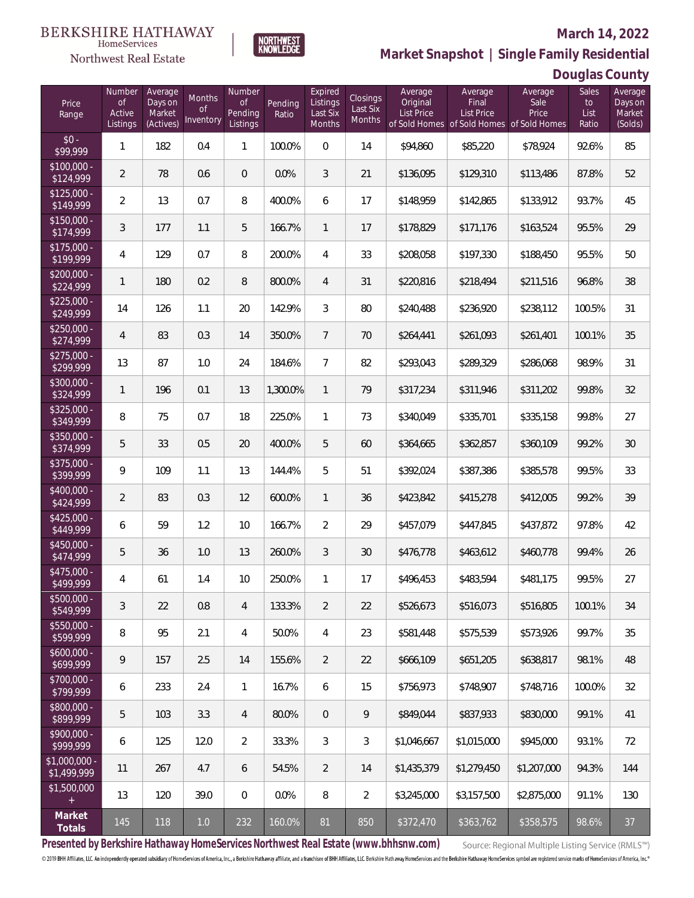BERKSHIRE HATHAWAY HomeServices

Northwest Real Estate

NORTHWEST KNOWLEDGE

**March 14, 2022**

## Market Snapshot | Single Family Residential

## Douglas County

| Price Range | Number of Active Listings | Average Days on Market (Actives) | Months of Inventory | Number of Pending Listings | Pending Ratio | Expired Listings Last Six Months | Closings Last Six Months | Average Original List Price of Sold Homes | Average Final List Price of Sold Homes | Average Sale Price of Sold Homes | Sales to List Ratio | Average Days on Market (Solds) |
|---|---|---|---|---|---|---|---|---|---|---|---|---|
| $0 - $99,999 | 1 | 182 | 0.4 | 1 | 100.0% | 0 | 14 | $94,860 | $85,220 | $78,924 | 92.6% | 85 |
| $100,000 - $124,999 | 2 | 78 | 0.6 | 0 | 0.0% | 3 | 21 | $136,095 | $129,310 | $113,486 | 87.8% | 52 |
| $125,000 - $149,999 | 2 | 13 | 0.7 | 8 | 400.0% | 6 | 17 | $148,959 | $142,865 | $133,912 | 93.7% | 45 |
| $150,000 - $174,999 | 3 | 177 | 1.1 | 5 | 166.7% | 1 | 17 | $178,829 | $171,176 | $163,524 | 95.5% | 29 |
| $175,000 - $199,999 | 4 | 129 | 0.7 | 8 | 200.0% | 4 | 33 | $208,058 | $197,330 | $188,450 | 95.5% | 50 |
| $200,000 - $224,999 | 1 | 180 | 0.2 | 8 | 800.0% | 4 | 31 | $220,816 | $218,494 | $211,516 | 96.8% | 38 |
| $225,000 - $249,999 | 14 | 126 | 1.1 | 20 | 142.9% | 3 | 80 | $240,488 | $236,920 | $238,112 | 100.5% | 31 |
| $250,000 - $274,999 | 4 | 83 | 0.3 | 14 | 350.0% | 7 | 70 | $264,441 | $261,093 | $261,401 | 100.1% | 35 |
| $275,000 - $299,999 | 13 | 87 | 1.0 | 24 | 184.6% | 7 | 82 | $293,043 | $289,329 | $286,068 | 98.9% | 31 |
| $300,000 - $324,999 | 1 | 196 | 0.1 | 13 | 1,300.0% | 1 | 79 | $317,234 | $311,946 | $311,202 | 99.8% | 32 |
| $325,000 - $349,999 | 8 | 75 | 0.7 | 18 | 225.0% | 1 | 73 | $340,049 | $335,701 | $335,158 | 99.8% | 27 |
| $350,000 - $374,999 | 5 | 33 | 0.5 | 20 | 400.0% | 5 | 60 | $364,665 | $362,857 | $360,109 | 99.2% | 30 |
| $375,000 - $399,999 | 9 | 109 | 1.1 | 13 | 144.4% | 5 | 51 | $392,024 | $387,386 | $385,578 | 99.5% | 33 |
| $400,000 - $424,999 | 2 | 83 | 0.3 | 12 | 600.0% | 1 | 36 | $423,842 | $415,278 | $412,005 | 99.2% | 39 |
| $425,000 - $449,999 | 6 | 59 | 1.2 | 10 | 166.7% | 2 | 29 | $457,079 | $447,845 | $437,872 | 97.8% | 42 |
| $450,000 - $474,999 | 5 | 36 | 1.0 | 13 | 260.0% | 3 | 30 | $476,778 | $463,612 | $460,778 | 99.4% | 26 |
| $475,000 - $499,999 | 4 | 61 | 1.4 | 10 | 250.0% | 1 | 17 | $496,453 | $483,594 | $481,175 | 99.5% | 27 |
| $500,000 - $549,999 | 3 | 22 | 0.8 | 4 | 133.3% | 2 | 22 | $526,673 | $516,073 | $516,805 | 100.1% | 34 |
| $550,000 - $599,999 | 8 | 95 | 2.1 | 4 | 50.0% | 4 | 23 | $581,448 | $575,539 | $573,926 | 99.7% | 35 |
| $600,000 - $699,999 | 9 | 157 | 2.5 | 14 | 155.6% | 2 | 22 | $666,109 | $651,205 | $638,817 | 98.1% | 48 |
| $700,000 - $799,999 | 6 | 233 | 2.4 | 1 | 16.7% | 6 | 15 | $756,973 | $748,907 | $748,716 | 100.0% | 32 |
| $800,000 - $899,999 | 5 | 103 | 3.3 | 4 | 80.0% | 0 | 9 | $849,044 | $837,933 | $830,000 | 99.1% | 41 |
| $900,000 - $999,999 | 6 | 125 | 12.0 | 2 | 33.3% | 3 | 3 | $1,046,667 | $1,015,000 | $945,000 | 93.1% | 72 |
| $1,000,000 - $1,499,999 | 11 | 267 | 4.7 | 6 | 54.5% | 2 | 14 | $1,435,379 | $1,279,450 | $1,207,000 | 94.3% | 144 |
| $1,500,000 + | 13 | 120 | 39.0 | 0 | 0.0% | 8 | 2 | $3,245,000 | $3,157,500 | $2,875,000 | 91.1% | 130 |
| **Market Totals** | 145 | 118 | 1.0 | 232 | 160.0% | 81 | 850 | $372,470 | $363,762 | $358,575 | 98.6% | 37 |

**Presented by Berkshire Hathaway HomeServices Northwest Real Estate (www.bhhsnw.com)**

Source: Regional Multiple Listing Service (RMLS™)

© 2019 BHH Affiliates, LLC. An independently operated subsidiary of HomeServices of America, Inc., a Berkshire Hathaway affiliate, and a franchisee of BHH Affiliates, LLC. Berkshire Hathaway HomeServices and the Berkshire Hathaway HomeServices symbol are registered service marks of HomeServices of America, Inc.®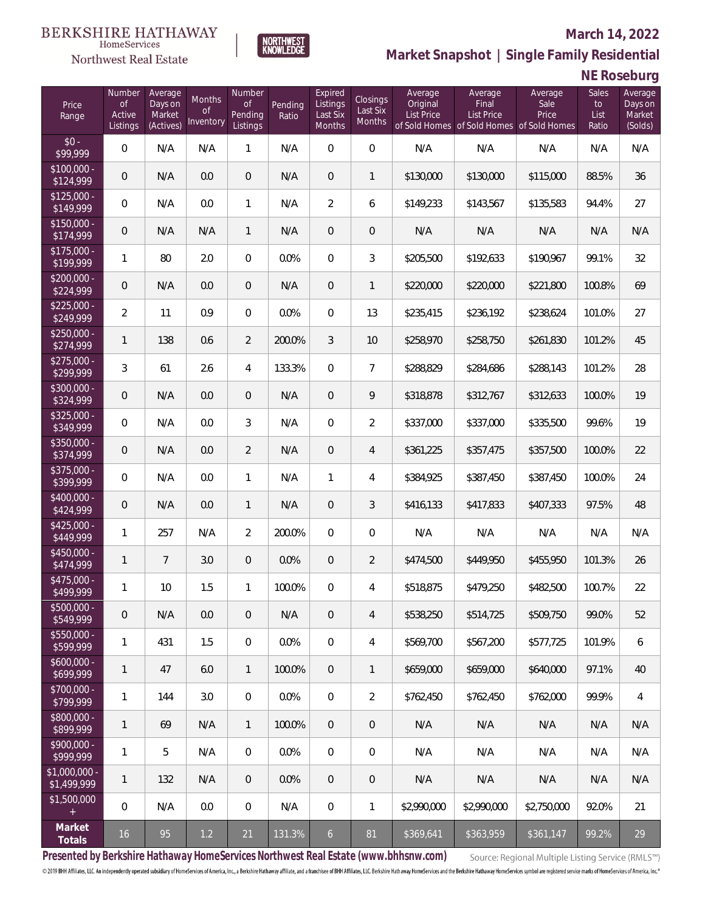BERKSHIRE HATHAWAY HomeServices Northwest Real Estate

NORTHWEST KNOWLEDGE

**March 14, 2022**

## Market Snapshot | Single Family Residential

## NE Roseburg

| Price Range | Number of Active Listings | Average Days on Market (Actives) | Months of Inventory | Number of Pending Listings | Pending Ratio | Expired Listings Last Six Months | Closings Last Six Months | Average Original List Price of Sold Homes | Average Final List Price of Sold Homes | Average Sale Price of Sold Homes | Sales to List Ratio | Average Days on Market (Solds) |
|---|---|---|---|---|---|---|---|---|---|---|---|---|
| $0 - $99,999 | 0 | N/A | N/A | 1 | N/A | 0 | 0 | N/A | N/A | N/A | N/A | N/A |
| $100,000 - $124,999 | 0 | N/A | 0.0 | 0 | N/A | 0 | 1 | $130,000 | $130,000 | $115,000 | 88.5% | 36 |
| $125,000 - $149,999 | 0 | N/A | 0.0 | 1 | N/A | 2 | 6 | $149,233 | $143,567 | $135,583 | 94.4% | 27 |
| $150,000 - $174,999 | 0 | N/A | N/A | 1 | N/A | 0 | 0 | N/A | N/A | N/A | N/A | N/A |
| $175,000 - $199,999 | 1 | 80 | 2.0 | 0 | 0.0% | 0 | 3 | $205,500 | $192,633 | $190,967 | 99.1% | 32 |
| $200,000 - $224,999 | 0 | N/A | 0.0 | 0 | N/A | 0 | 1 | $220,000 | $220,000 | $221,800 | 100.8% | 69 |
| $225,000 - $249,999 | 2 | 11 | 0.9 | 0 | 0.0% | 0 | 13 | $235,415 | $236,192 | $238,624 | 101.0% | 27 |
| $250,000 - $274,999 | 1 | 138 | 0.6 | 2 | 200.0% | 3 | 10 | $258,970 | $258,750 | $261,830 | 101.2% | 45 |
| $275,000 - $299,999 | 3 | 61 | 2.6 | 4 | 133.3% | 0 | 7 | $288,829 | $284,686 | $288,143 | 101.2% | 28 |
| $300,000 - $324,999 | 0 | N/A | 0.0 | 0 | N/A | 0 | 9 | $318,878 | $312,767 | $312,633 | 100.0% | 19 |
| $325,000 - $349,999 | 0 | N/A | 0.0 | 3 | N/A | 0 | 2 | $337,000 | $337,000 | $335,500 | 99.6% | 19 |
| $350,000 - $374,999 | 0 | N/A | 0.0 | 2 | N/A | 0 | 4 | $361,225 | $357,475 | $357,500 | 100.0% | 22 |
| $375,000 - $399,999 | 0 | N/A | 0.0 | 1 | N/A | 1 | 4 | $384,925 | $387,450 | $387,450 | 100.0% | 24 |
| $400,000 - $424,999 | 0 | N/A | 0.0 | 1 | N/A | 0 | 3 | $416,133 | $417,833 | $407,333 | 97.5% | 48 |
| $425,000 - $449,999 | 1 | 257 | N/A | 2 | 200.0% | 0 | 0 | N/A | N/A | N/A | N/A | N/A |
| $450,000 - $474,999 | 1 | 7 | 3.0 | 0 | 0.0% | 0 | 2 | $474,500 | $449,950 | $455,950 | 101.3% | 26 |
| $475,000 - $499,999 | 1 | 10 | 1.5 | 1 | 100.0% | 0 | 4 | $518,875 | $479,250 | $482,500 | 100.7% | 22 |
| $500,000 - $549,999 | 0 | N/A | 0.0 | 0 | N/A | 0 | 4 | $538,250 | $514,725 | $509,750 | 99.0% | 52 |
| $550,000 - $599,999 | 1 | 431 | 1.5 | 0 | 0.0% | 0 | 4 | $569,700 | $567,200 | $577,725 | 101.9% | 6 |
| $600,000 - $699,999 | 1 | 47 | 6.0 | 1 | 100.0% | 0 | 1 | $659,000 | $659,000 | $640,000 | 97.1% | 40 |
| $700,000 - $799,999 | 1 | 144 | 3.0 | 0 | 0.0% | 0 | 2 | $762,450 | $762,450 | $762,000 | 99.9% | 4 |
| $800,000 - $899,999 | 1 | 69 | N/A | 1 | 100.0% | 0 | 0 | N/A | N/A | N/A | N/A | N/A |
| $900,000 - $999,999 | 1 | 5 | N/A | 0 | 0.0% | 0 | 0 | N/A | N/A | N/A | N/A | N/A |
| $1,000,000 - $1,499,999 | 1 | 132 | N/A | 0 | 0.0% | 0 | 0 | N/A | N/A | N/A | N/A | N/A |
| $1,500,000 + | 0 | N/A | 0.0 | 0 | N/A | 0 | 1 | $2,990,000 | $2,990,000 | $2,750,000 | 92.0% | 21 |
| **Market Totals** | 16 | 95 | 1.2 | 21 | 131.3% | 6 | 81 | $369,641 | $363,959 | $361,147 | 99.2% | 29 |

**Presented by Berkshire Hathaway HomeServices Northwest Real Estate (www.bhhsnw.com)**

Source: Regional Multiple Listing Service (RMLS™)

© 2019 BHH Affiliates, LLC. An independently operated subsidiary of HomeServices of America, Inc., a Berkshire Hathaway affiliate, and a franchisee of BHH Affiliates, LLC. Berkshire Hathaway HomeServices and the Berkshire Hathaway HomeServices symbol are registered service marks of HomeServices of America, Inc.®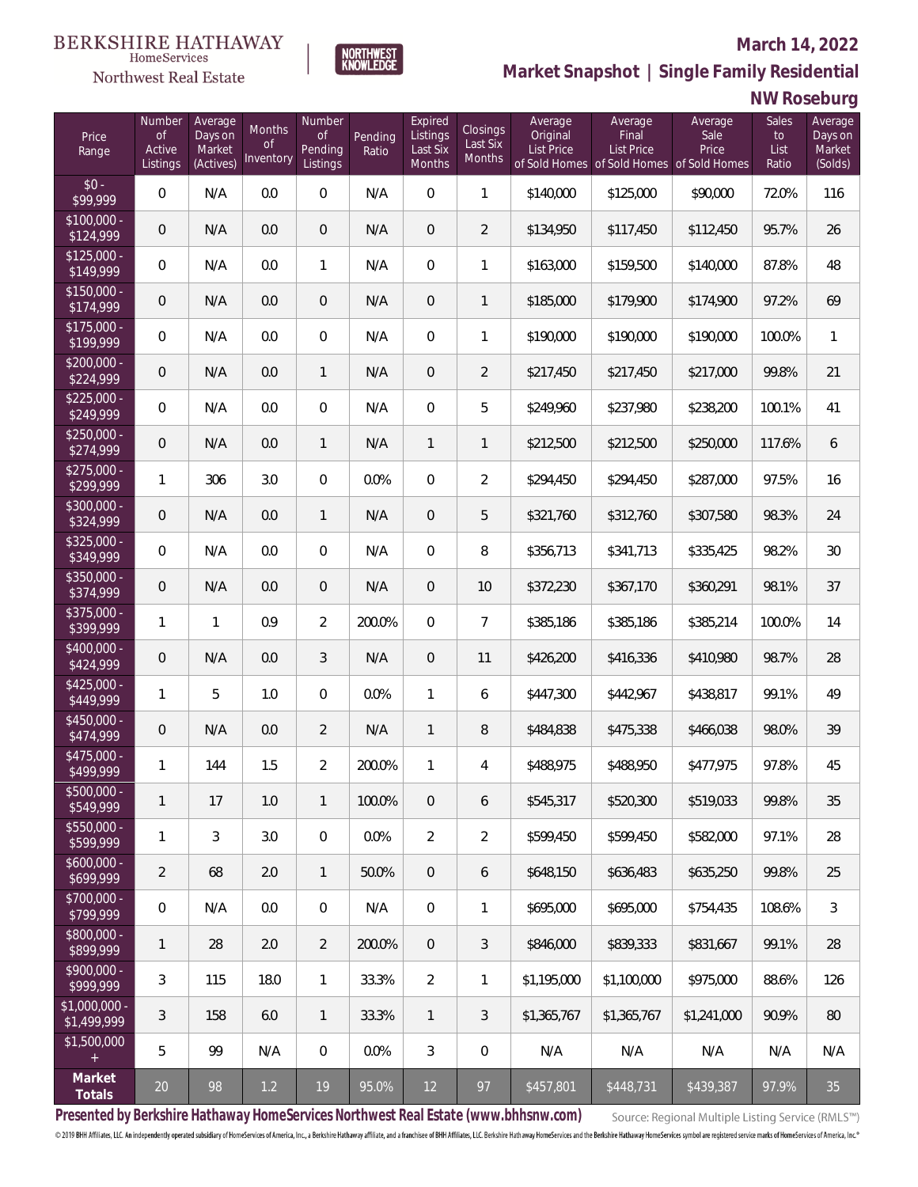BERKSHIRE HATHAWAY HomeServices Northwest Real Estate

NORTHWEST KNOWLEDGE

**March 14, 2022**

## Market Snapshot | Single Family Residential

### NW Roseburg

| Price Range | Number of Active Listings | Average Days on Market (Actives) | Months of Inventory | Number of Pending Listings | Pending Ratio | Expired Listings Last Six Months | Closings Last Six Months | Average Original List Price of Sold Homes | Average Final List Price of Sold Homes | Average Sale Price of Sold Homes | Sales to List Ratio | Average Days on Market (Solds) |
|---|---|---|---|---|---|---|---|---|---|---|---|---|
| $0 - $99,999 | 0 | N/A | 0.0 | 0 | N/A | 0 | 1 | $140,000 | $125,000 | $90,000 | 72.0% | 116 |
| $100,000 - $124,999 | 0 | N/A | 0.0 | 0 | N/A | 0 | 2 | $134,950 | $117,450 | $112,450 | 95.7% | 26 |
| $125,000 - $149,999 | 0 | N/A | 0.0 | 1 | N/A | 0 | 1 | $163,000 | $159,500 | $140,000 | 87.8% | 48 |
| $150,000 - $174,999 | 0 | N/A | 0.0 | 0 | N/A | 0 | 1 | $185,000 | $179,900 | $174,900 | 97.2% | 69 |
| $175,000 - $199,999 | 0 | N/A | 0.0 | 0 | N/A | 0 | 1 | $190,000 | $190,000 | $190,000 | 100.0% | 1 |
| $200,000 - $224,999 | 0 | N/A | 0.0 | 1 | N/A | 0 | 2 | $217,450 | $217,450 | $217,000 | 99.8% | 21 |
| $225,000 - $249,999 | 0 | N/A | 0.0 | 0 | N/A | 0 | 5 | $249,960 | $237,980 | $238,200 | 100.1% | 41 |
| $250,000 - $274,999 | 0 | N/A | 0.0 | 1 | N/A | 1 | 1 | $212,500 | $212,500 | $250,000 | 117.6% | 6 |
| $275,000 - $299,999 | 1 | 306 | 3.0 | 0 | 0.0% | 0 | 2 | $294,450 | $294,450 | $287,000 | 97.5% | 16 |
| $300,000 - $324,999 | 0 | N/A | 0.0 | 1 | N/A | 0 | 5 | $321,760 | $312,760 | $307,580 | 98.3% | 24 |
| $325,000 - $349,999 | 0 | N/A | 0.0 | 0 | N/A | 0 | 8 | $356,713 | $341,713 | $335,425 | 98.2% | 30 |
| $350,000 - $374,999 | 0 | N/A | 0.0 | 0 | N/A | 0 | 10 | $372,230 | $367,170 | $360,291 | 98.1% | 37 |
| $375,000 - $399,999 | 1 | 1 | 0.9 | 2 | 200.0% | 0 | 7 | $385,186 | $385,186 | $385,214 | 100.0% | 14 |
| $400,000 - $424,999 | 0 | N/A | 0.0 | 3 | N/A | 0 | 11 | $426,200 | $416,336 | $410,980 | 98.7% | 28 |
| $425,000 - $449,999 | 1 | 5 | 1.0 | 0 | 0.0% | 1 | 6 | $447,300 | $442,967 | $438,817 | 99.1% | 49 |
| $450,000 - $474,999 | 0 | N/A | 0.0 | 2 | N/A | 1 | 8 | $484,838 | $475,338 | $466,038 | 98.0% | 39 |
| $475,000 - $499,999 | 1 | 144 | 1.5 | 2 | 200.0% | 1 | 4 | $488,975 | $488,950 | $477,975 | 97.8% | 45 |
| $500,000 - $549,999 | 1 | 17 | 1.0 | 1 | 100.0% | 0 | 6 | $545,317 | $520,300 | $519,033 | 99.8% | 35 |
| $550,000 - $599,999 | 1 | 3 | 3.0 | 0 | 0.0% | 2 | 2 | $599,450 | $599,450 | $582,000 | 97.1% | 28 |
| $600,000 - $699,999 | 2 | 68 | 2.0 | 1 | 50.0% | 0 | 6 | $648,150 | $636,483 | $635,250 | 99.8% | 25 |
| $700,000 - $799,999 | 0 | N/A | 0.0 | 0 | N/A | 0 | 1 | $695,000 | $695,000 | $754,435 | 108.6% | 3 |
| $800,000 - $899,999 | 1 | 28 | 2.0 | 2 | 200.0% | 0 | 3 | $846,000 | $839,333 | $831,667 | 99.1% | 28 |
| $900,000 - $999,999 | 3 | 115 | 18.0 | 1 | 33.3% | 2 | 1 | $1,195,000 | $1,100,000 | $975,000 | 88.6% | 126 |
| $1,000,000 - $1,499,999 | 3 | 158 | 6.0 | 1 | 33.3% | 1 | 3 | $1,365,767 | $1,365,767 | $1,241,000 | 90.9% | 80 |
| $1,500,000 + | 5 | 99 | N/A | 0 | 0.0% | 3 | 0 | N/A | N/A | N/A | N/A | N/A |
| **Market Totals** | 20 | 98 | 1.2 | 19 | 95.0% | 12 | 97 | $457,801 | $448,731 | $439,387 | 97.9% | 35 |

**Presented by Berkshire Hathaway HomeServices Northwest Real Estate (www.bhhsnw.com)**

Source: Regional Multiple Listing Service (RMLS™)

© 2019 BHH Affiliates, LLC. An independently operated subsidiary of HomeServices of America, Inc., a Berkshire Hathaway affiliate, and a franchisee of BHH Affiliates, LLC. Berkshire Hathaway HomeServices and the Berkshire Hathaway HomeServices symbol are registered service marks of HomeServices of America, Inc.®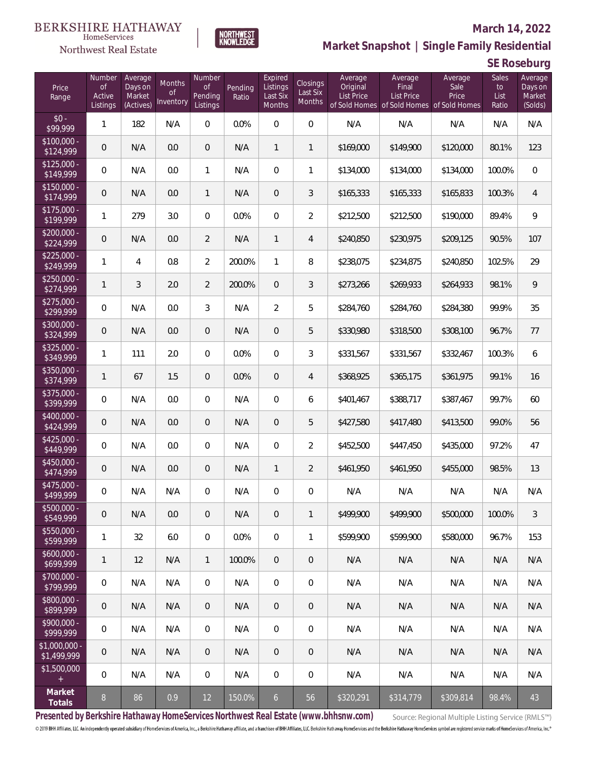BERKSHIRE HATHAWAY HomeServices Northwest Real Estate

NORTHWEST KNOWLEDGE

March 14, 2022

## Market Snapshot | Single Family Residential

## SE Roseburg

| Price Range | Number of Active Listings | Average Days on Market (Actives) | Months of Inventory | Number of Pending Listings | Pending Ratio | Expired Listings Last Six Months | Closings Last Six Months | Average Original List Price of Sold Homes | Average Final List Price of Sold Homes | Average Sale Price of Sold Homes | Sales to List Ratio | Average Days on Market (Solds) |
|---|---|---|---|---|---|---|---|---|---|---|---|---|
| $0 - $99,999 | 1 | 182 | N/A | 0 | 0.0% | 0 | 0 | N/A | N/A | N/A | N/A | N/A |
| $100,000 - $124,999 | 0 | N/A | 0.0 | 0 | N/A | 1 | 1 | $169,000 | $149,900 | $120,000 | 80.1% | 123 |
| $125,000 - $149,999 | 0 | N/A | 0.0 | 1 | N/A | 0 | 1 | $134,000 | $134,000 | $134,000 | 100.0% | 0 |
| $150,000 - $174,999 | 0 | N/A | 0.0 | 1 | N/A | 0 | 3 | $165,333 | $165,333 | $165,833 | 100.3% | 4 |
| $175,000 - $199,999 | 1 | 279 | 3.0 | 0 | 0.0% | 0 | 2 | $212,500 | $212,500 | $190,000 | 89.4% | 9 |
| $200,000 - $224,999 | 0 | N/A | 0.0 | 2 | N/A | 1 | 4 | $240,850 | $230,975 | $209,125 | 90.5% | 107 |
| $225,000 - $249,999 | 1 | 4 | 0.8 | 2 | 200.0% | 1 | 8 | $238,075 | $234,875 | $240,850 | 102.5% | 29 |
| $250,000 - $274,999 | 1 | 3 | 2.0 | 2 | 200.0% | 0 | 3 | $273,266 | $269,933 | $264,933 | 98.1% | 9 |
| $275,000 - $299,999 | 0 | N/A | 0.0 | 3 | N/A | 2 | 5 | $284,760 | $284,760 | $284,380 | 99.9% | 35 |
| $300,000 - $324,999 | 0 | N/A | 0.0 | 0 | N/A | 0 | 5 | $330,980 | $318,500 | $308,100 | 96.7% | 77 |
| $325,000 - $349,999 | 1 | 111 | 2.0 | 0 | 0.0% | 0 | 3 | $331,567 | $331,567 | $332,467 | 100.3% | 6 |
| $350,000 - $374,999 | 1 | 67 | 1.5 | 0 | 0.0% | 0 | 4 | $368,925 | $365,175 | $361,975 | 99.1% | 16 |
| $375,000 - $399,999 | 0 | N/A | 0.0 | 0 | N/A | 0 | 6 | $401,467 | $388,717 | $387,467 | 99.7% | 60 |
| $400,000 - $424,999 | 0 | N/A | 0.0 | 0 | N/A | 0 | 5 | $427,580 | $417,480 | $413,500 | 99.0% | 56 |
| $425,000 - $449,999 | 0 | N/A | 0.0 | 0 | N/A | 0 | 2 | $452,500 | $447,450 | $435,000 | 97.2% | 47 |
| $450,000 - $474,999 | 0 | N/A | 0.0 | 0 | N/A | 1 | 2 | $461,950 | $461,950 | $455,000 | 98.5% | 13 |
| $475,000 - $499,999 | 0 | N/A | N/A | 0 | N/A | 0 | 0 | N/A | N/A | N/A | N/A | N/A |
| $500,000 - $549,999 | 0 | N/A | 0.0 | 0 | N/A | 0 | 1 | $499,900 | $499,900 | $500,000 | 100.0% | 3 |
| $550,000 - $599,999 | 1 | 32 | 6.0 | 0 | 0.0% | 0 | 1 | $599,900 | $599,900 | $580,000 | 96.7% | 153 |
| $600,000 - $699,999 | 1 | 12 | N/A | 1 | 100.0% | 0 | 0 | N/A | N/A | N/A | N/A | N/A |
| $700,000 - $799,999 | 0 | N/A | N/A | 0 | N/A | 0 | 0 | N/A | N/A | N/A | N/A | N/A |
| $800,000 - $899,999 | 0 | N/A | N/A | 0 | N/A | 0 | 0 | N/A | N/A | N/A | N/A | N/A |
| $900,000 - $999,999 | 0 | N/A | N/A | 0 | N/A | 0 | 0 | N/A | N/A | N/A | N/A | N/A |
| $1,000,000 - $1,499,999 | 0 | N/A | N/A | 0 | N/A | 0 | 0 | N/A | N/A | N/A | N/A | N/A |
| $1,500,000 + | 0 | N/A | N/A | 0 | N/A | 0 | 0 | N/A | N/A | N/A | N/A | N/A |
| **Market Totals** | 8 | 86 | 0.9 | 12 | 150.0% | 6 | 56 | $320,291 | $314,779 | $309,814 | 98.4% | 43 |

**Presented by Berkshire Hathaway HomeServices Northwest Real Estate (www.bhhsnw.com)**

Source: Regional Multiple Listing Service (RMLS™)

© 2019 BHH Affiliates, LLC. An independently operated subsidiary of HomeServices of America, Inc., a Berkshire Hathaway affiliate, and a franchisee of BHH Affiliates, LLC. Berkshire Hathaway HomeServices and the Berkshire Hathaway HomeServices symbol are registered service marks of HomeServices of America, Inc.®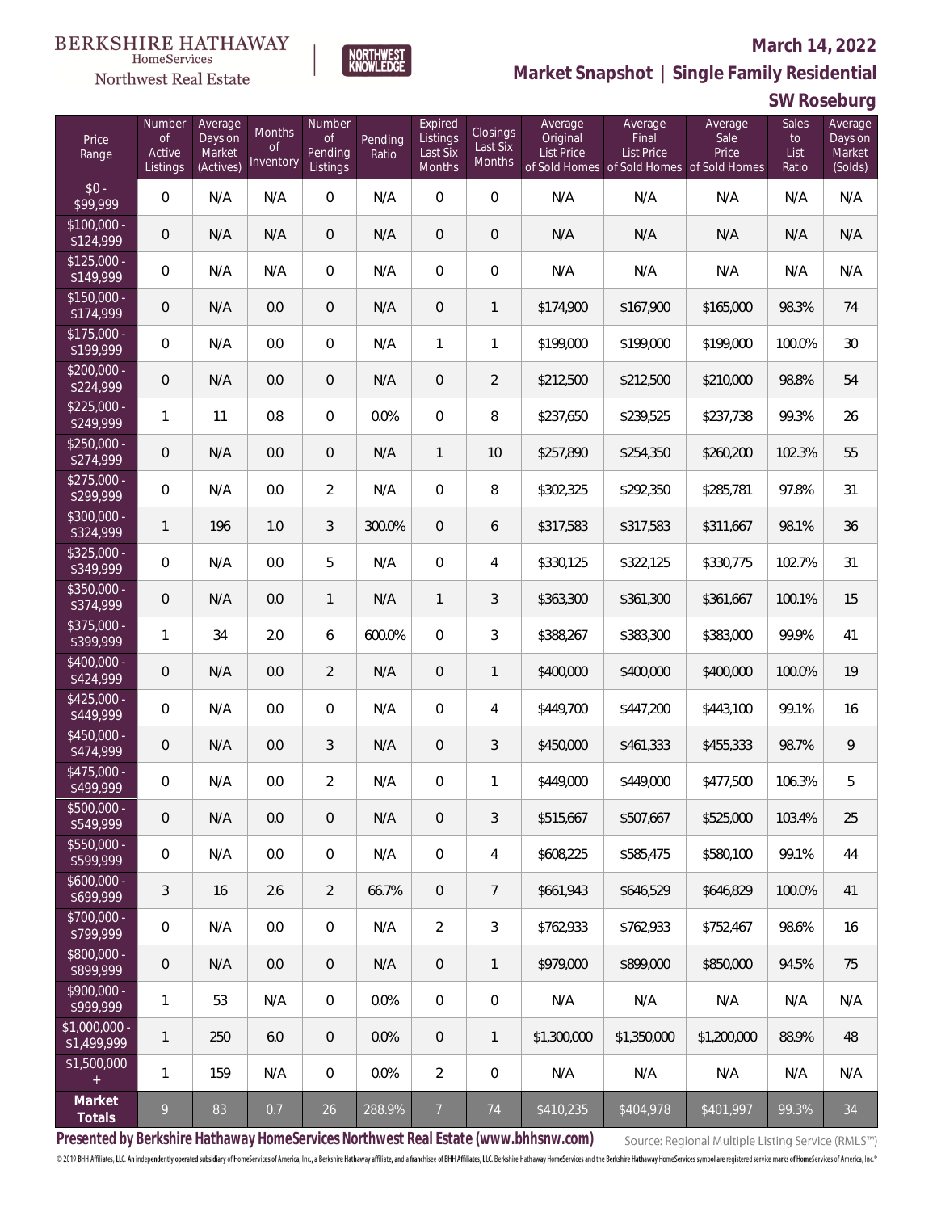BERKSHIRE HATHAWAY HomeServices Northwest Real Estate

NORTHWEST KNOWLEDGE

**March 14, 2022**

## Market Snapshot | Single Family Residential

### SW Roseburg

| Price Range | Number of Active Listings | Average Days on Market (Actives) | Months of Inventory | Number of Pending Listings | Pending Ratio | Expired Listings Last Six Months | Closings Last Six Months | Average Original List Price of Sold Homes | Average Final List Price of Sold Homes | Average Sale Price of Sold Homes | Sales to List Ratio | Average Days on Market (Solds) |
|---|---|---|---|---|---|---|---|---|---|---|---|---|
| $0 - $99,999 | 0 | N/A | N/A | 0 | N/A | 0 | 0 | N/A | N/A | N/A | N/A | N/A |
| $100,000 - $124,999 | 0 | N/A | N/A | 0 | N/A | 0 | 0 | N/A | N/A | N/A | N/A | N/A |
| $125,000 - $149,999 | 0 | N/A | N/A | 0 | N/A | 0 | 0 | N/A | N/A | N/A | N/A | N/A |
| $150,000 - $174,999 | 0 | N/A | 0.0 | 0 | N/A | 0 | 1 | $174,900 | $167,900 | $165,000 | 98.3% | 74 |
| $175,000 - $199,999 | 0 | N/A | 0.0 | 0 | N/A | 1 | 1 | $199,000 | $199,000 | $199,000 | 100.0% | 30 |
| $200,000 - $224,999 | 0 | N/A | 0.0 | 0 | N/A | 0 | 2 | $212,500 | $212,500 | $210,000 | 98.8% | 54 |
| $225,000 - $249,999 | 1 | 11 | 0.8 | 0 | 0.0% | 0 | 8 | $237,650 | $239,525 | $237,738 | 99.3% | 26 |
| $250,000 - $274,999 | 0 | N/A | 0.0 | 0 | N/A | 1 | 10 | $257,890 | $254,350 | $260,200 | 102.3% | 55 |
| $275,000 - $299,999 | 0 | N/A | 0.0 | 2 | N/A | 0 | 8 | $302,325 | $292,350 | $285,781 | 97.8% | 31 |
| $300,000 - $324,999 | 1 | 196 | 1.0 | 3 | 300.0% | 0 | 6 | $317,583 | $317,583 | $311,667 | 98.1% | 36 |
| $325,000 - $349,999 | 0 | N/A | 0.0 | 5 | N/A | 0 | 4 | $330,125 | $322,125 | $330,775 | 102.7% | 31 |
| $350,000 - $374,999 | 0 | N/A | 0.0 | 1 | N/A | 1 | 3 | $363,300 | $361,300 | $361,667 | 100.1% | 15 |
| $375,000 - $399,999 | 1 | 34 | 2.0 | 6 | 600.0% | 0 | 3 | $388,267 | $383,300 | $383,000 | 99.9% | 41 |
| $400,000 - $424,999 | 0 | N/A | 0.0 | 2 | N/A | 0 | 1 | $400,000 | $400,000 | $400,000 | 100.0% | 19 |
| $425,000 - $449,999 | 0 | N/A | 0.0 | 0 | N/A | 0 | 4 | $449,700 | $447,200 | $443,100 | 99.1% | 16 |
| $450,000 - $474,999 | 0 | N/A | 0.0 | 3 | N/A | 0 | 3 | $450,000 | $461,333 | $455,333 | 98.7% | 9 |
| $475,000 - $499,999 | 0 | N/A | 0.0 | 2 | N/A | 0 | 1 | $449,000 | $449,000 | $477,500 | 106.3% | 5 |
| $500,000 - $549,999 | 0 | N/A | 0.0 | 0 | N/A | 0 | 3 | $515,667 | $507,667 | $525,000 | 103.4% | 25 |
| $550,000 - $599,999 | 0 | N/A | 0.0 | 0 | N/A | 0 | 4 | $608,225 | $585,475 | $580,100 | 99.1% | 44 |
| $600,000 - $699,999 | 3 | 16 | 2.6 | 2 | 66.7% | 0 | 7 | $661,943 | $646,529 | $646,829 | 100.0% | 41 |
| $700,000 - $799,999 | 0 | N/A | 0.0 | 0 | N/A | 2 | 3 | $762,933 | $762,933 | $752,467 | 98.6% | 16 |
| $800,000 - $899,999 | 0 | N/A | 0.0 | 0 | N/A | 0 | 1 | $979,000 | $899,000 | $850,000 | 94.5% | 75 |
| $900,000 - $999,999 | 1 | 53 | N/A | 0 | 0.0% | 0 | 0 | N/A | N/A | N/A | N/A | N/A |
| $1,000,000 - $1,499,999 | 1 | 250 | 6.0 | 0 | 0.0% | 0 | 1 | $1,300,000 | $1,350,000 | $1,200,000 | 88.9% | 48 |
| $1,500,000 + | 1 | 159 | N/A | 0 | 0.0% | 2 | 0 | N/A | N/A | N/A | N/A | N/A |
| **Market Totals** | 9 | 83 | 0.7 | 26 | 288.9% | 7 | 74 | $410,235 | $404,978 | $401,997 | 99.3% | 34 |

**Presented by Berkshire Hathaway HomeServices Northwest Real Estate (www.bhhsnw.com)**

Source: Regional Multiple Listing Service (RMLS™)

© 2019 BHH Affiliates, LLC. An independently operated subsidiary of HomeServices of America, Inc., a Berkshire Hathaway affiliate, and a franchisee of BHH Affiliates, LLC. Berkshire Hathaway HomeServices and the Berkshire Hathaway HomeServices symbol are registered service marks of HomeServices of America, Inc.®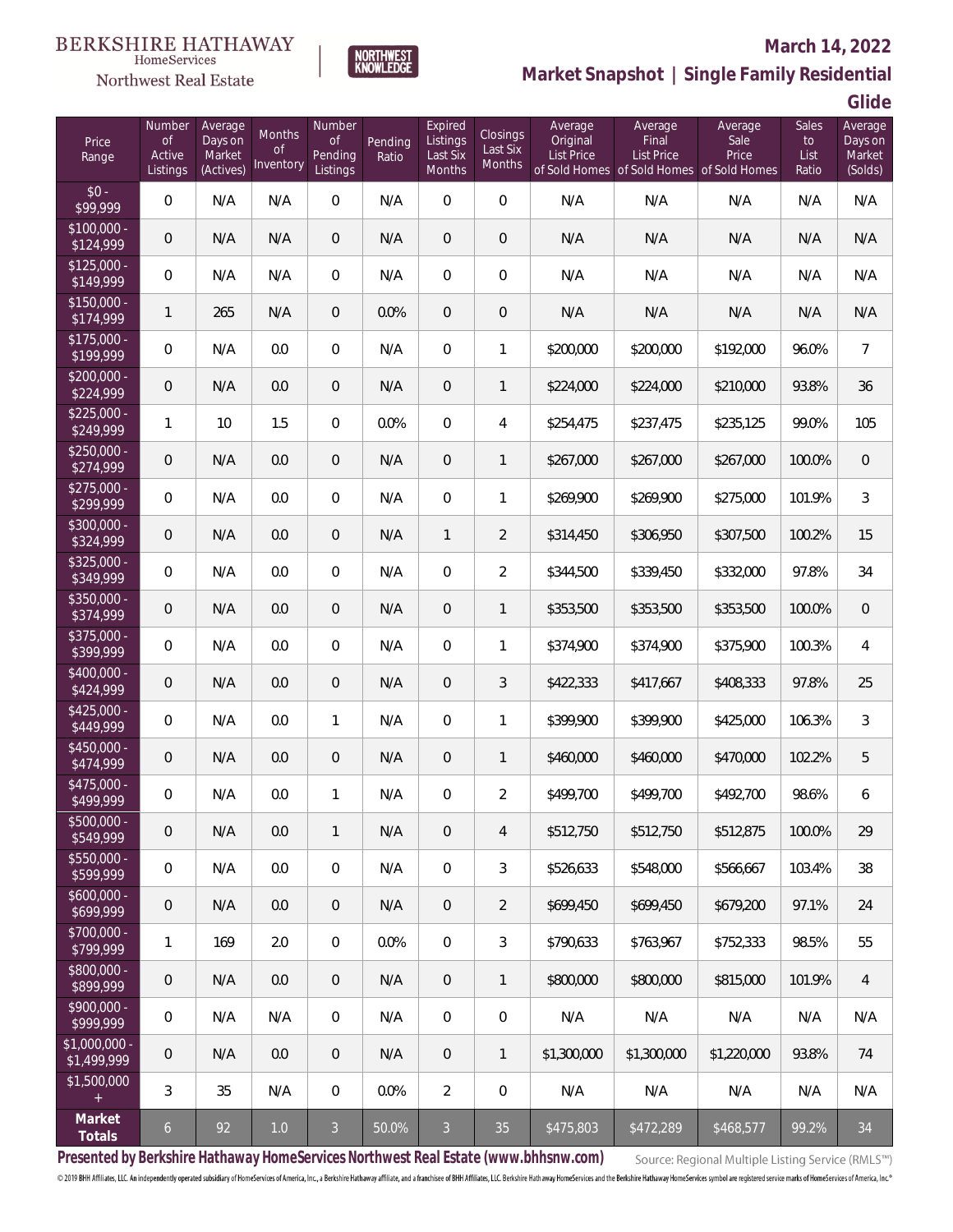BERKSHIRE HATHAWAY HomeServices
Northwest Real Estate

NORTHWEST KNOWLEDGE

**March 14, 2022**

**Market Snapshot | Single Family Residential**

**Glide**

| Price Range | Number of Active Listings | Average Days on Market (Actives) | Months of Inventory | Number of Pending Listings | Pending Ratio | Expired Listings Last Six Months | Closings Last Six Months | Average Original List Price of Sold Homes | Average Final List Price of Sold Homes | Average Sale Price of Sold Homes | Sales to List Ratio | Average Days on Market (Solds) |
|---|---|---|---|---|---|---|---|---|---|---|---|---|
| $0 - $99,999 | 0 | N/A | N/A | 0 | N/A | 0 | 0 | N/A | N/A | N/A | N/A | N/A |
| $100,000 - $124,999 | 0 | N/A | N/A | 0 | N/A | 0 | 0 | N/A | N/A | N/A | N/A | N/A |
| $125,000 - $149,999 | 0 | N/A | N/A | 0 | N/A | 0 | 0 | N/A | N/A | N/A | N/A | N/A |
| $150,000 - $174,999 | 1 | 265 | N/A | 0 | 0.0% | 0 | 0 | N/A | N/A | N/A | N/A | N/A |
| $175,000 - $199,999 | 0 | N/A | 0.0 | 0 | N/A | 0 | 1 | $200,000 | $200,000 | $192,000 | 96.0% | 7 |
| $200,000 - $224,999 | 0 | N/A | 0.0 | 0 | N/A | 0 | 1 | $224,000 | $224,000 | $210,000 | 93.8% | 36 |
| $225,000 - $249,999 | 1 | 10 | 1.5 | 0 | 0.0% | 0 | 4 | $254,475 | $237,475 | $235,125 | 99.0% | 105 |
| $250,000 - $274,999 | 0 | N/A | 0.0 | 0 | N/A | 0 | 1 | $267,000 | $267,000 | $267,000 | 100.0% | 0 |
| $275,000 - $299,999 | 0 | N/A | 0.0 | 0 | N/A | 0 | 1 | $269,900 | $269,900 | $275,000 | 101.9% | 3 |
| $300,000 - $324,999 | 0 | N/A | 0.0 | 0 | N/A | 1 | 2 | $314,450 | $306,950 | $307,500 | 100.2% | 15 |
| $325,000 - $349,999 | 0 | N/A | 0.0 | 0 | N/A | 0 | 2 | $344,500 | $339,450 | $332,000 | 97.8% | 34 |
| $350,000 - $374,999 | 0 | N/A | 0.0 | 0 | N/A | 0 | 1 | $353,500 | $353,500 | $353,500 | 100.0% | 0 |
| $375,000 - $399,999 | 0 | N/A | 0.0 | 0 | N/A | 0 | 1 | $374,900 | $374,900 | $375,900 | 100.3% | 4 |
| $400,000 - $424,999 | 0 | N/A | 0.0 | 0 | N/A | 0 | 3 | $422,333 | $417,667 | $408,333 | 97.8% | 25 |
| $425,000 - $449,999 | 0 | N/A | 0.0 | 1 | N/A | 0 | 1 | $399,900 | $399,900 | $425,000 | 106.3% | 3 |
| $450,000 - $474,999 | 0 | N/A | 0.0 | 0 | N/A | 0 | 1 | $460,000 | $460,000 | $470,000 | 102.2% | 5 |
| $475,000 - $499,999 | 0 | N/A | 0.0 | 1 | N/A | 0 | 2 | $499,700 | $499,700 | $492,700 | 98.6% | 6 |
| $500,000 - $549,999 | 0 | N/A | 0.0 | 1 | N/A | 0 | 4 | $512,750 | $512,750 | $512,875 | 100.0% | 29 |
| $550,000 - $599,999 | 0 | N/A | 0.0 | 0 | N/A | 0 | 3 | $526,633 | $548,000 | $566,667 | 103.4% | 38 |
| $600,000 - $699,999 | 0 | N/A | 0.0 | 0 | N/A | 0 | 2 | $699,450 | $699,450 | $679,200 | 97.1% | 24 |
| $700,000 - $799,999 | 1 | 169 | 2.0 | 0 | 0.0% | 0 | 3 | $790,633 | $763,967 | $752,333 | 98.5% | 55 |
| $800,000 - $899,999 | 0 | N/A | 0.0 | 0 | N/A | 0 | 1 | $800,000 | $800,000 | $815,000 | 101.9% | 4 |
| $900,000 - $999,999 | 0 | N/A | N/A | 0 | N/A | 0 | 0 | N/A | N/A | N/A | N/A | N/A |
| $1,000,000 - $1,499,999 | 0 | N/A | 0.0 | 0 | N/A | 0 | 1 | $1,300,000 | $1,300,000 | $1,220,000 | 93.8% | 74 |
| $1,500,000 + | 3 | 35 | N/A | 0 | 0.0% | 2 | 0 | N/A | N/A | N/A | N/A | N/A |
| **Market Totals** | 6 | 92 | 1.0 | 3 | 50.0% | 3 | 35 | $475,803 | $472,289 | $468,577 | 99.2% | 34 |

**Presented by Berkshire Hathaway HomeServices Northwest Real Estate (www.bhhsnw.com)**

Source: Regional Multiple Listing Service (RMLS™)

© 2019 BHH Affiliates, LLC. An independently operated subsidiary of HomeServices of America, Inc., a Berkshire Hathaway affiliate, and a franchisee of BHH Affiliates, LLC. Berkshire Hathaway HomeServices and the Berkshire Hathaway HomeServices symbol are registered service marks of HomeServices of America, Inc.®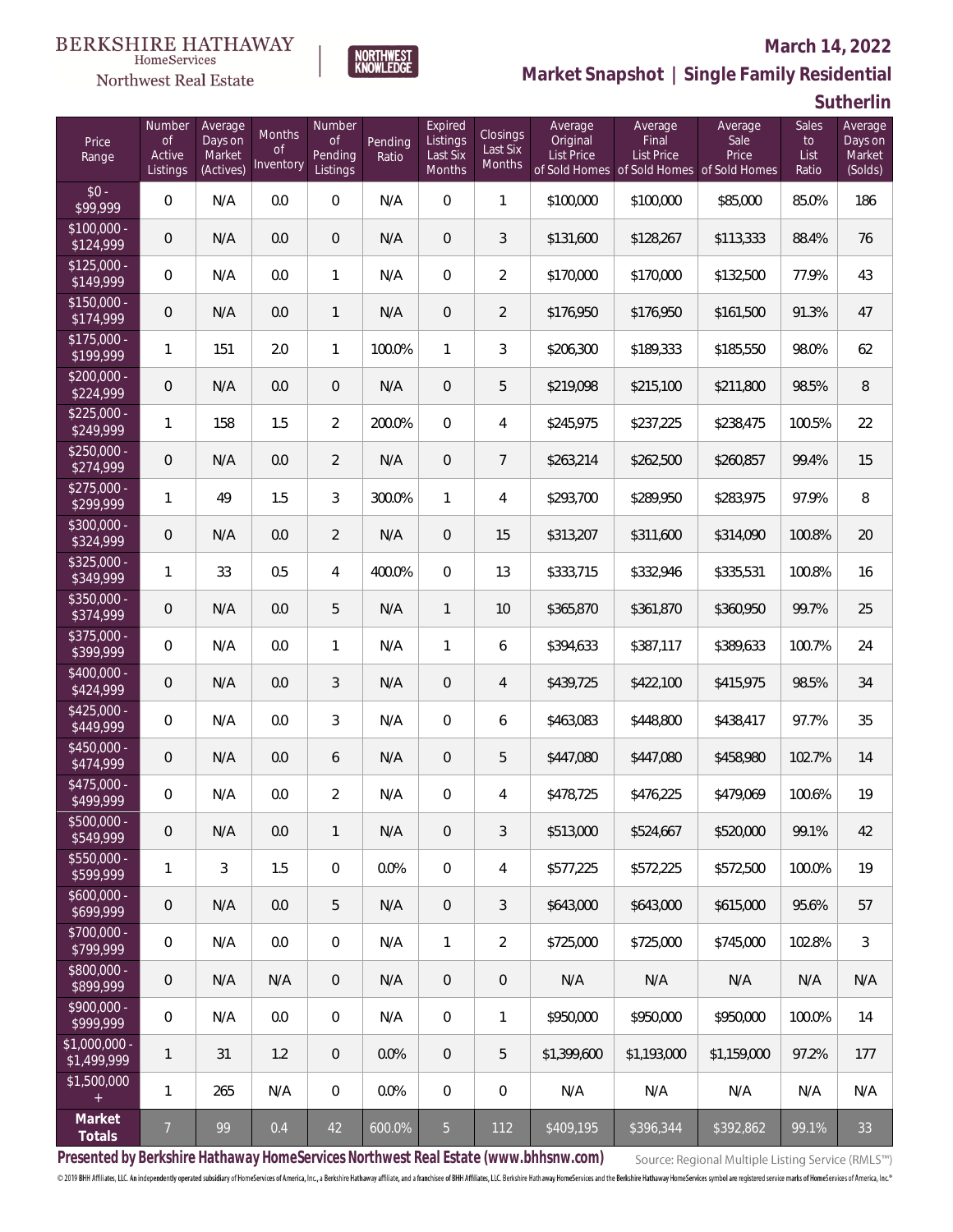BERKSHIRE HATHAWAY HomeServices Northwest Real Estate

NORTHWEST KNOWLEDGE

March 14, 2022

Market Snapshot | Single Family Residential

Sutherlin

| Price Range | Number of Active Listings | Average Days on Market (Actives) | Months of Inventory | Number of Pending Listings | Pending Ratio | Expired Listings Last Six Months | Closings Last Six Months | Average Original List Price of Sold Homes | Average Final List Price of Sold Homes | Average Sale Price of Sold Homes | Sales to List Ratio | Average Days on Market (Solds) |
|---|---|---|---|---|---|---|---|---|---|---|---|---|
| $0 - $99,999 | 0 | N/A | 0.0 | 0 | N/A | 0 | 1 | $100,000 | $100,000 | $85,000 | 85.0% | 186 |
| $100,000 - $124,999 | 0 | N/A | 0.0 | 0 | N/A | 0 | 3 | $131,600 | $128,267 | $113,333 | 88.4% | 76 |
| $125,000 - $149,999 | 0 | N/A | 0.0 | 1 | N/A | 0 | 2 | $170,000 | $170,000 | $132,500 | 77.9% | 43 |
| $150,000 - $174,999 | 0 | N/A | 0.0 | 1 | N/A | 0 | 2 | $176,950 | $176,950 | $161,500 | 91.3% | 47 |
| $175,000 - $199,999 | 1 | 151 | 2.0 | 1 | 100.0% | 1 | 3 | $206,300 | $189,333 | $185,550 | 98.0% | 62 |
| $200,000 - $224,999 | 0 | N/A | 0.0 | 0 | N/A | 0 | 5 | $219,098 | $215,100 | $211,800 | 98.5% | 8 |
| $225,000 - $249,999 | 1 | 158 | 1.5 | 2 | 200.0% | 0 | 4 | $245,975 | $237,225 | $238,475 | 100.5% | 22 |
| $250,000 - $274,999 | 0 | N/A | 0.0 | 2 | N/A | 0 | 7 | $263,214 | $262,500 | $260,857 | 99.4% | 15 |
| $275,000 - $299,999 | 1 | 49 | 1.5 | 3 | 300.0% | 1 | 4 | $293,700 | $289,950 | $283,975 | 97.9% | 8 |
| $300,000 - $324,999 | 0 | N/A | 0.0 | 2 | N/A | 0 | 15 | $313,207 | $311,600 | $314,090 | 100.8% | 20 |
| $325,000 - $349,999 | 1 | 33 | 0.5 | 4 | 400.0% | 0 | 13 | $333,715 | $332,946 | $335,531 | 100.8% | 16 |
| $350,000 - $374,999 | 0 | N/A | 0.0 | 5 | N/A | 1 | 10 | $365,870 | $361,870 | $360,950 | 99.7% | 25 |
| $375,000 - $399,999 | 0 | N/A | 0.0 | 1 | N/A | 1 | 6 | $394,633 | $387,117 | $389,633 | 100.7% | 24 |
| $400,000 - $424,999 | 0 | N/A | 0.0 | 3 | N/A | 0 | 4 | $439,725 | $422,100 | $415,975 | 98.5% | 34 |
| $425,000 - $449,999 | 0 | N/A | 0.0 | 3 | N/A | 0 | 6 | $463,083 | $448,800 | $438,417 | 97.7% | 35 |
| $450,000 - $474,999 | 0 | N/A | 0.0 | 6 | N/A | 0 | 5 | $447,080 | $447,080 | $458,980 | 102.7% | 14 |
| $475,000 - $499,999 | 0 | N/A | 0.0 | 2 | N/A | 0 | 4 | $478,725 | $476,225 | $479,069 | 100.6% | 19 |
| $500,000 - $549,999 | 0 | N/A | 0.0 | 1 | N/A | 0 | 3 | $513,000 | $524,667 | $520,000 | 99.1% | 42 |
| $550,000 - $599,999 | 1 | 3 | 1.5 | 0 | 0.0% | 0 | 4 | $577,225 | $572,225 | $572,500 | 100.0% | 19 |
| $600,000 - $699,999 | 0 | N/A | 0.0 | 5 | N/A | 0 | 3 | $643,000 | $643,000 | $615,000 | 95.6% | 57 |
| $700,000 - $799,999 | 0 | N/A | 0.0 | 0 | N/A | 1 | 2 | $725,000 | $725,000 | $745,000 | 102.8% | 3 |
| $800,000 - $899,999 | 0 | N/A | N/A | 0 | N/A | 0 | 0 | N/A | N/A | N/A | N/A | N/A |
| $900,000 - $999,999 | 0 | N/A | 0.0 | 0 | N/A | 0 | 1 | $950,000 | $950,000 | $950,000 | 100.0% | 14 |
| $1,000,000 - $1,499,999 | 1 | 31 | 1.2 | 0 | 0.0% | 0 | 5 | $1,399,600 | $1,193,000 | $1,159,000 | 97.2% | 177 |
| $1,500,000 + | 1 | 265 | N/A | 0 | 0.0% | 0 | 0 | N/A | N/A | N/A | N/A | N/A |
| Market Totals | 7 | 99 | 0.4 | 42 | 600.0% | 5 | 112 | $409,195 | $396,344 | $392,862 | 99.1% | 33 |

Presented by Berkshire Hathaway HomeServices Northwest Real Estate (www.bhhsnw.com)

Source: Regional Multiple Listing Service (RMLS™)

© 2019 BHH Affiliates, LLC. An independently operated subsidiary of HomeServices of America, Inc., a Berkshire Hathaway affiliate, and a franchisee of BHH Affiliates, LLC. Berkshire Hathaway HomeServices and the Berkshire Hathaway HomeServices symbol are registered service marks of HomeServices of America, Inc.®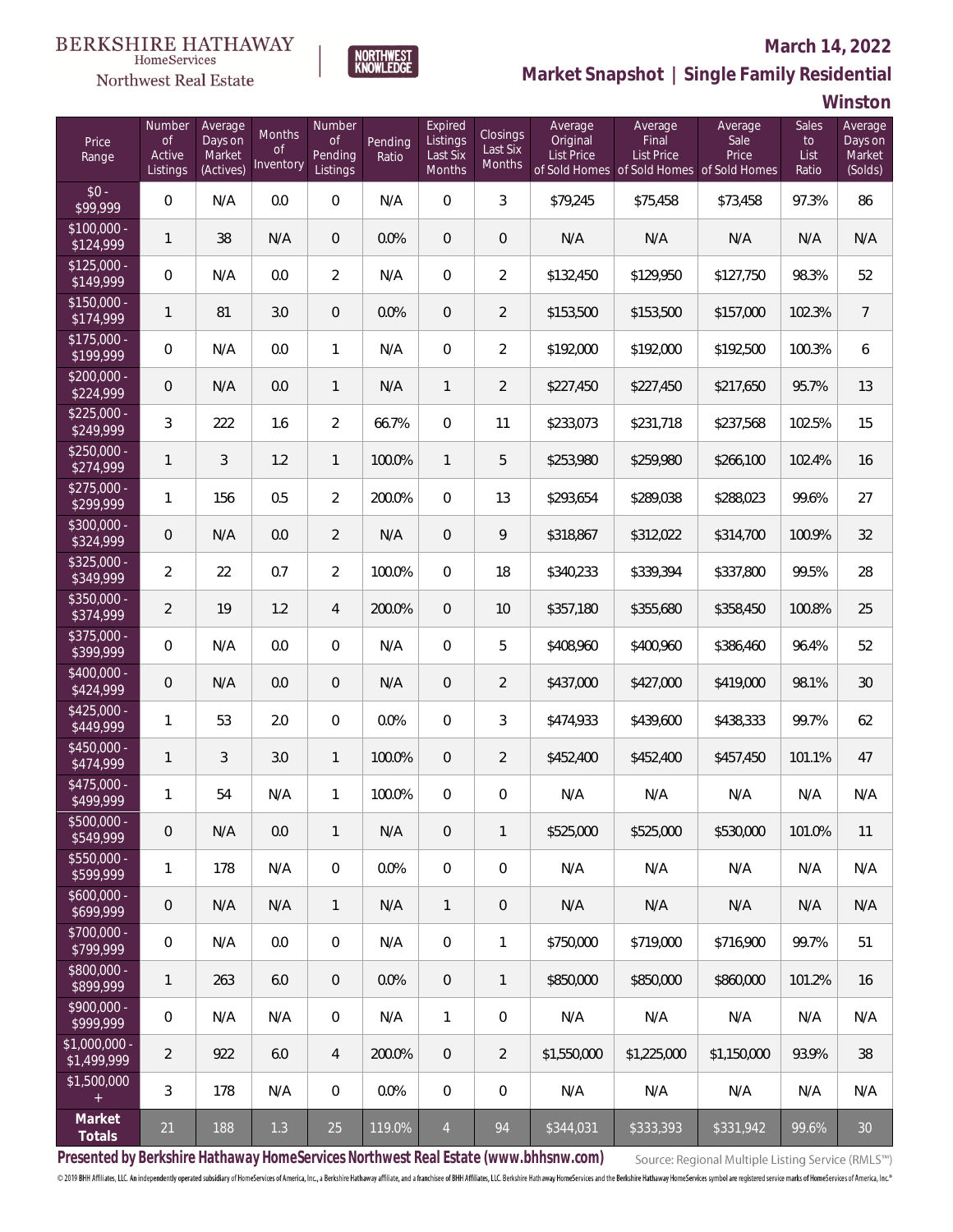BERKSHIRE HATHAWAY HomeServices Northwest Real Estate

NORTHWEST KNOWLEDGE

## March 14, 2022

## Market Snapshot | Single Family Residential

## Winston

| Price Range | Number of Active Listings | Average Days on Market (Actives) | Months of Inventory | Number of Pending Listings | Pending Ratio | Expired Listings Last Six Months | Closings Last Six Months | Average Original List Price of Sold Homes | Average Final List Price of Sold Homes | Average Sale Price of Sold Homes | Sales to List Ratio | Average Days on Market (Solds) |
|---|---|---|---|---|---|---|---|---|---|---|---|---|
| $0 - $99,999 | 0 | N/A | 0.0 | 0 | N/A | 0 | 3 | $79,245 | $75,458 | $73,458 | 97.3% | 86 |
| $100,000 - $124,999 | 1 | 38 | N/A | 0 | 0.0% | 0 | 0 | N/A | N/A | N/A | N/A | N/A |
| $125,000 - $149,999 | 0 | N/A | 0.0 | 2 | N/A | 0 | 2 | $132,450 | $129,950 | $127,750 | 98.3% | 52 |
| $150,000 - $174,999 | 1 | 81 | 3.0 | 0 | 0.0% | 0 | 2 | $153,500 | $153,500 | $157,000 | 102.3% | 7 |
| $175,000 - $199,999 | 0 | N/A | 0.0 | 1 | N/A | 0 | 2 | $192,000 | $192,000 | $192,500 | 100.3% | 6 |
| $200,000 - $224,999 | 0 | N/A | 0.0 | 1 | N/A | 1 | 2 | $227,450 | $227,450 | $217,650 | 95.7% | 13 |
| $225,000 - $249,999 | 3 | 222 | 1.6 | 2 | 66.7% | 0 | 11 | $233,073 | $231,718 | $237,568 | 102.5% | 15 |
| $250,000 - $274,999 | 1 | 3 | 1.2 | 1 | 100.0% | 1 | 5 | $253,980 | $259,980 | $266,100 | 102.4% | 16 |
| $275,000 - $299,999 | 1 | 156 | 0.5 | 2 | 200.0% | 0 | 13 | $293,654 | $289,038 | $288,023 | 99.6% | 27 |
| $300,000 - $324,999 | 0 | N/A | 0.0 | 2 | N/A | 0 | 9 | $318,867 | $312,022 | $314,700 | 100.9% | 32 |
| $325,000 - $349,999 | 2 | 22 | 0.7 | 2 | 100.0% | 0 | 18 | $340,233 | $339,394 | $337,800 | 99.5% | 28 |
| $350,000 - $374,999 | 2 | 19 | 1.2 | 4 | 200.0% | 0 | 10 | $357,180 | $355,680 | $358,450 | 100.8% | 25 |
| $375,000 - $399,999 | 0 | N/A | 0.0 | 0 | N/A | 0 | 5 | $408,960 | $400,960 | $386,460 | 96.4% | 52 |
| $400,000 - $424,999 | 0 | N/A | 0.0 | 0 | N/A | 0 | 2 | $437,000 | $427,000 | $419,000 | 98.1% | 30 |
| $425,000 - $449,999 | 1 | 53 | 2.0 | 0 | 0.0% | 0 | 3 | $474,933 | $439,600 | $438,333 | 99.7% | 62 |
| $450,000 - $474,999 | 1 | 3 | 3.0 | 1 | 100.0% | 0 | 2 | $452,400 | $452,400 | $457,450 | 101.1% | 47 |
| $475,000 - $499,999 | 1 | 54 | N/A | 1 | 100.0% | 0 | 0 | N/A | N/A | N/A | N/A | N/A |
| $500,000 - $549,999 | 0 | N/A | 0.0 | 1 | N/A | 0 | 1 | $525,000 | $525,000 | $530,000 | 101.0% | 11 |
| $550,000 - $599,999 | 1 | 178 | N/A | 0 | 0.0% | 0 | 0 | N/A | N/A | N/A | N/A | N/A |
| $600,000 - $699,999 | 0 | N/A | N/A | 1 | N/A | 1 | 0 | N/A | N/A | N/A | N/A | N/A |
| $700,000 - $799,999 | 0 | N/A | 0.0 | 0 | N/A | 0 | 1 | $750,000 | $719,000 | $716,900 | 99.7% | 51 |
| $800,000 - $899,999 | 1 | 263 | 6.0 | 0 | 0.0% | 0 | 1 | $850,000 | $850,000 | $860,000 | 101.2% | 16 |
| $900,000 - $999,999 | 0 | N/A | N/A | 0 | N/A | 1 | 0 | N/A | N/A | N/A | N/A | N/A |
| $1,000,000 - $1,499,999 | 2 | 922 | 6.0 | 4 | 200.0% | 0 | 2 | $1,550,000 | $1,225,000 | $1,150,000 | 93.9% | 38 |
| $1,500,000 + | 3 | 178 | N/A | 0 | 0.0% | 0 | 0 | N/A | N/A | N/A | N/A | N/A |
| **Market Totals** | 21 | 188 | 1.3 | 25 | 119.0% | 4 | 94 | $344,031 | $333,393 | $331,942 | 99.6% | 30 |

**Presented by Berkshire Hathaway HomeServices Northwest Real Estate (www.bhhsnw.com)**

Source: Regional Multiple Listing Service (RMLS™)

© 2019 BHH Affiliates, LLC. An independently operated subsidiary of HomeServices of America, Inc., a Berkshire Hathaway affiliate, and a franchisee of BHH Affiliates, LLC. Berkshire Hathaway HomeServices and the Berkshire Hathaway HomeServices symbol are registered service marks of HomeServices of America, Inc.®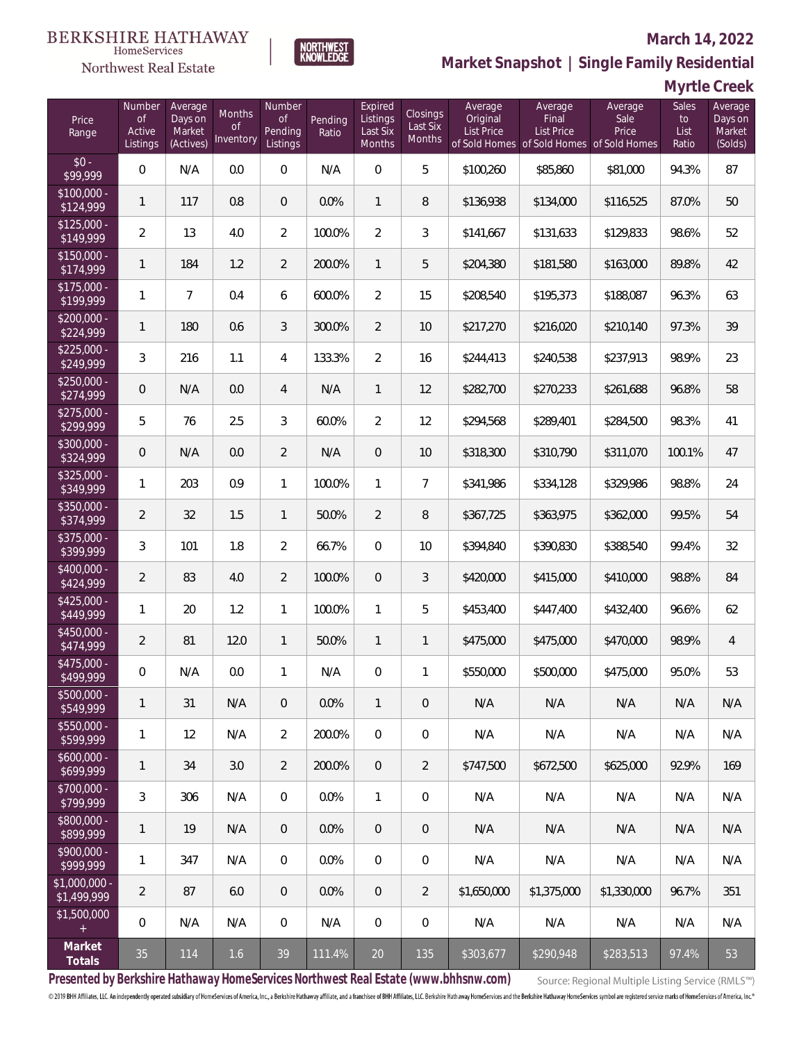BERKSHIRE HATHAWAY HomeServices Northwest Real Estate

NORTHWEST KNOWLEDGE

## March 14, 2022

## Market Snapshot | Single Family Residential

## Myrtle Creek

| Price Range | Number of Active Listings | Average Days on Market (Actives) | Months of Inventory | Number of Pending Listings | Pending Ratio | Expired Listings Last Six Months | Closings Last Six Months | Average Original List Price of Sold Homes | Average Final List Price of Sold Homes | Average Sale Price of Sold Homes | Sales to List Ratio | Average Days on Market (Solds) |
|---|---|---|---|---|---|---|---|---|---|---|---|---|
| $0 - $99,999 | 0 | N/A | 0.0 | 0 | N/A | 0 | 5 | $100,260 | $85,860 | $81,000 | 94.3% | 87 |
| $100,000 - $124,999 | 1 | 117 | 0.8 | 0 | 0.0% | 1 | 8 | $136,938 | $134,000 | $116,525 | 87.0% | 50 |
| $125,000 - $149,999 | 2 | 13 | 4.0 | 2 | 100.0% | 2 | 3 | $141,667 | $131,633 | $129,833 | 98.6% | 52 |
| $150,000 - $174,999 | 1 | 184 | 1.2 | 2 | 200.0% | 1 | 5 | $204,380 | $181,580 | $163,000 | 89.8% | 42 |
| $175,000 - $199,999 | 1 | 7 | 0.4 | 6 | 600.0% | 2 | 15 | $208,540 | $195,373 | $188,087 | 96.3% | 63 |
| $200,000 - $224,999 | 1 | 180 | 0.6 | 3 | 300.0% | 2 | 10 | $217,270 | $216,020 | $210,140 | 97.3% | 39 |
| $225,000 - $249,999 | 3 | 216 | 1.1 | 4 | 133.3% | 2 | 16 | $244,413 | $240,538 | $237,913 | 98.9% | 23 |
| $250,000 - $274,999 | 0 | N/A | 0.0 | 4 | N/A | 1 | 12 | $282,700 | $270,233 | $261,688 | 96.8% | 58 |
| $275,000 - $299,999 | 5 | 76 | 2.5 | 3 | 60.0% | 2 | 12 | $294,568 | $289,401 | $284,500 | 98.3% | 41 |
| $300,000 - $324,999 | 0 | N/A | 0.0 | 2 | N/A | 0 | 10 | $318,300 | $310,790 | $311,070 | 100.1% | 47 |
| $325,000 - $349,999 | 1 | 203 | 0.9 | 1 | 100.0% | 1 | 7 | $341,986 | $334,128 | $329,986 | 98.8% | 24 |
| $350,000 - $374,999 | 2 | 32 | 1.5 | 1 | 50.0% | 2 | 8 | $367,725 | $363,975 | $362,000 | 99.5% | 54 |
| $375,000 - $399,999 | 3 | 101 | 1.8 | 2 | 66.7% | 0 | 10 | $394,840 | $390,830 | $388,540 | 99.4% | 32 |
| $400,000 - $424,999 | 2 | 83 | 4.0 | 2 | 100.0% | 0 | 3 | $420,000 | $415,000 | $410,000 | 98.8% | 84 |
| $425,000 - $449,999 | 1 | 20 | 1.2 | 1 | 100.0% | 1 | 5 | $453,400 | $447,400 | $432,400 | 96.6% | 62 |
| $450,000 - $474,999 | 2 | 81 | 12.0 | 1 | 50.0% | 1 | 1 | $475,000 | $475,000 | $470,000 | 98.9% | 4 |
| $475,000 - $499,999 | 0 | N/A | 0.0 | 1 | N/A | 0 | 1 | $550,000 | $500,000 | $475,000 | 95.0% | 53 |
| $500,000 - $549,999 | 1 | 31 | N/A | 0 | 0.0% | 1 | 0 | N/A | N/A | N/A | N/A | N/A |
| $550,000 - $599,999 | 1 | 12 | N/A | 2 | 200.0% | 0 | 0 | N/A | N/A | N/A | N/A | N/A |
| $600,000 - $699,999 | 1 | 34 | 3.0 | 2 | 200.0% | 0 | 2 | $747,500 | $672,500 | $625,000 | 92.9% | 169 |
| $700,000 - $799,999 | 3 | 306 | N/A | 0 | 0.0% | 1 | 0 | N/A | N/A | N/A | N/A | N/A |
| $800,000 - $899,999 | 1 | 19 | N/A | 0 | 0.0% | 0 | 0 | N/A | N/A | N/A | N/A | N/A |
| $900,000 - $999,999 | 1 | 347 | N/A | 0 | 0.0% | 0 | 0 | N/A | N/A | N/A | N/A | N/A |
| $1,000,000 - $1,499,999 | 2 | 87 | 6.0 | 0 | 0.0% | 0 | 2 | $1,650,000 | $1,375,000 | $1,330,000 | 96.7% | 351 |
| $1,500,000 + | 0 | N/A | N/A | 0 | N/A | 0 | 0 | N/A | N/A | N/A | N/A | N/A |
| **Market Totals** | 35 | 114 | 1.6 | 39 | 111.4% | 20 | 135 | $303,677 | $290,948 | $283,513 | 97.4% | 53 |

**Presented by Berkshire Hathaway HomeServices Northwest Real Estate (www.bhhsnw.com)**

Source: Regional Multiple Listing Service (RMLS™)

© 2019 BHH Affiliates, LLC. An independently operated subsidiary of HomeServices of America, Inc., a Berkshire Hathaway affiliate, and a franchisee of BHH Affiliates, LLC. Berkshire Hathaway HomeServices and the Berkshire Hathaway HomeServices symbol are registered service marks of HomeServices of America, Inc.®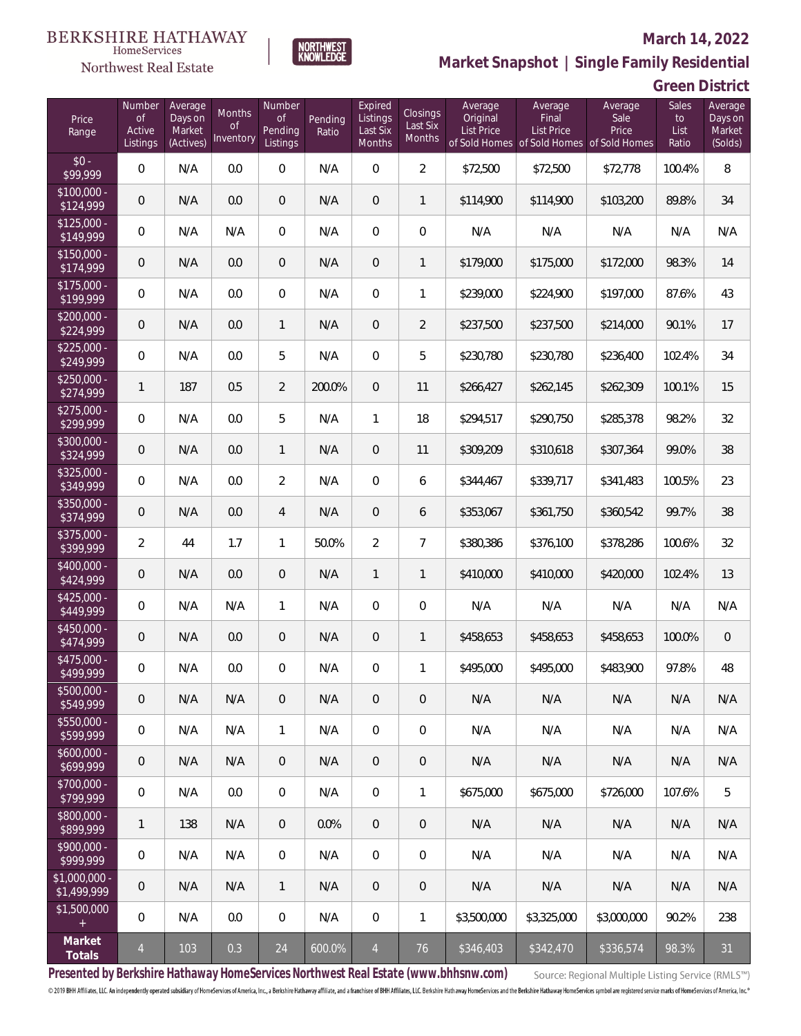BERKSHIRE HATHAWAY HomeServices

Northwest Real Estate

NORTHWEST KNOWLEDGE

**March 14, 2022**

**Market Snapshot | Single Family Residential**

**Green District**

| Price Range | Number of Active Listings | Average Days on Market (Actives) | Months of Inventory | Number of Pending Listings | Pending Ratio | Expired Listings Last Six Months | Closings Last Six Months | Average Original List Price of Sold Homes | Average Final List Price of Sold Homes | Average Sale Price of Sold Homes | Sales to List Ratio | Average Days on Market (Solds) |
|---|---|---|---|---|---|---|---|---|---|---|---|---|
| $0 - $99,999 | 0 | N/A | 0.0 | 0 | N/A | 0 | 2 | $72,500 | $72,500 | $72,778 | 100.4% | 8 |
| $100,000 - $124,999 | 0 | N/A | 0.0 | 0 | N/A | 0 | 1 | $114,900 | $114,900 | $103,200 | 89.8% | 34 |
| $125,000 - $149,999 | 0 | N/A | N/A | 0 | N/A | 0 | 0 | N/A | N/A | N/A | N/A | N/A |
| $150,000 - $174,999 | 0 | N/A | 0.0 | 0 | N/A | 0 | 1 | $179,000 | $175,000 | $172,000 | 98.3% | 14 |
| $175,000 - $199,999 | 0 | N/A | 0.0 | 0 | N/A | 0 | 1 | $239,000 | $224,900 | $197,000 | 87.6% | 43 |
| $200,000 - $224,999 | 0 | N/A | 0.0 | 1 | N/A | 0 | 2 | $237,500 | $237,500 | $214,000 | 90.1% | 17 |
| $225,000 - $249,999 | 0 | N/A | 0.0 | 5 | N/A | 0 | 5 | $230,780 | $230,780 | $236,400 | 102.4% | 34 |
| $250,000 - $274,999 | 1 | 187 | 0.5 | 2 | 200.0% | 0 | 11 | $266,427 | $262,145 | $262,309 | 100.1% | 15 |
| $275,000 - $299,999 | 0 | N/A | 0.0 | 5 | N/A | 1 | 18 | $294,517 | $290,750 | $285,378 | 98.2% | 32 |
| $300,000 - $324,999 | 0 | N/A | 0.0 | 1 | N/A | 0 | 11 | $309,209 | $310,618 | $307,364 | 99.0% | 38 |
| $325,000 - $349,999 | 0 | N/A | 0.0 | 2 | N/A | 0 | 6 | $344,467 | $339,717 | $341,483 | 100.5% | 23 |
| $350,000 - $374,999 | 0 | N/A | 0.0 | 4 | N/A | 0 | 6 | $353,067 | $361,750 | $360,542 | 99.7% | 38 |
| $375,000 - $399,999 | 2 | 44 | 1.7 | 1 | 50.0% | 2 | 7 | $380,386 | $376,100 | $378,286 | 100.6% | 32 |
| $400,000 - $424,999 | 0 | N/A | 0.0 | 0 | N/A | 1 | 1 | $410,000 | $410,000 | $420,000 | 102.4% | 13 |
| $425,000 - $449,999 | 0 | N/A | N/A | 1 | N/A | 0 | 0 | N/A | N/A | N/A | N/A | N/A |
| $450,000 - $474,999 | 0 | N/A | 0.0 | 0 | N/A | 0 | 1 | $458,653 | $458,653 | $458,653 | 100.0% | 0 |
| $475,000 - $499,999 | 0 | N/A | 0.0 | 0 | N/A | 0 | 1 | $495,000 | $495,000 | $483,900 | 97.8% | 48 |
| $500,000 - $549,999 | 0 | N/A | N/A | 0 | N/A | 0 | 0 | N/A | N/A | N/A | N/A | N/A |
| $550,000 - $599,999 | 0 | N/A | N/A | 1 | N/A | 0 | 0 | N/A | N/A | N/A | N/A | N/A |
| $600,000 - $699,999 | 0 | N/A | N/A | 0 | N/A | 0 | 0 | N/A | N/A | N/A | N/A | N/A |
| $700,000 - $799,999 | 0 | N/A | 0.0 | 0 | N/A | 0 | 1 | $675,000 | $675,000 | $726,000 | 107.6% | 5 |
| $800,000 - $899,999 | 1 | 138 | N/A | 0 | 0.0% | 0 | 0 | N/A | N/A | N/A | N/A | N/A |
| $900,000 - $999,999 | 0 | N/A | N/A | 0 | N/A | 0 | 0 | N/A | N/A | N/A | N/A | N/A |
| $1,000,000 - $1,499,999 | 0 | N/A | N/A | 1 | N/A | 0 | 0 | N/A | N/A | N/A | N/A | N/A |
| $1,500,000 + | 0 | N/A | 0.0 | 0 | N/A | 0 | 1 | $3,500,000 | $3,325,000 | $3,000,000 | 90.2% | 238 |
| **Market Totals** | 4 | 103 | 0.3 | 24 | 600.0% | 4 | 76 | $346,403 | $342,470 | $336,574 | 98.3% | 31 |

**Presented by Berkshire Hathaway HomeServices Northwest Real Estate (www.bhhsnw.com)**

Source: Regional Multiple Listing Service (RMLS™)

© 2019 BHH Affiliates, LLC. An independently operated subsidiary of HomeServices of America, Inc., a Berkshire Hathaway affiliate, and a franchisee of BHH Affiliates, LLC. Berkshire Hathaway HomeServices and the Berkshire Hathaway HomeServices symbol are registered service marks of HomeServices of America, Inc.®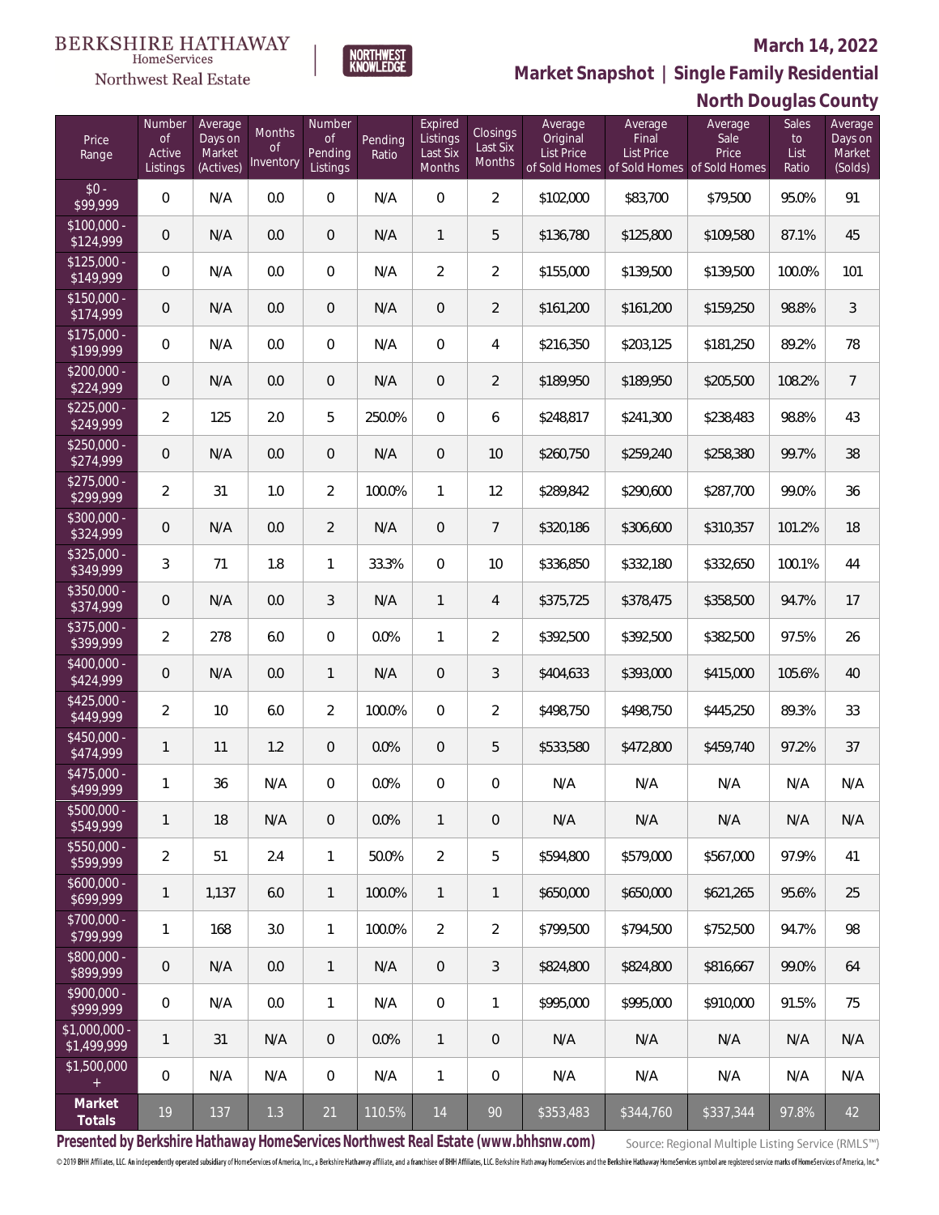BERKSHIRE HATHAWAY HomeServices Northwest Real Estate

NORTHWEST KNOWLEDGE

## March 14, 2022

## Market Snapshot | Single Family Residential

## North Douglas County

| Price Range | Number of Active Listings | Average Days on Market (Actives) | Months of Inventory | Number of Pending Listings | Pending Ratio | Expired Listings Last Six Months | Closings Last Six Months | Average Original List Price of Sold Homes | Average Final List Price of Sold Homes | Average Sale Price of Sold Homes | Sales to List Ratio | Average Days on Market (Solds) |
|---|---|---|---|---|---|---|---|---|---|---|---|---|
| $0 - $99,999 | 0 | N/A | 0.0 | 0 | N/A | 0 | 2 | $102,000 | $83,700 | $79,500 | 95.0% | 91 |
| $100,000 - $124,999 | 0 | N/A | 0.0 | 0 | N/A | 1 | 5 | $136,780 | $125,800 | $109,580 | 87.1% | 45 |
| $125,000 - $149,999 | 0 | N/A | 0.0 | 0 | N/A | 2 | 2 | $155,000 | $139,500 | $139,500 | 100.0% | 101 |
| $150,000 - $174,999 | 0 | N/A | 0.0 | 0 | N/A | 0 | 2 | $161,200 | $161,200 | $159,250 | 98.8% | 3 |
| $175,000 - $199,999 | 0 | N/A | 0.0 | 0 | N/A | 0 | 4 | $216,350 | $203,125 | $181,250 | 89.2% | 78 |
| $200,000 - $224,999 | 0 | N/A | 0.0 | 0 | N/A | 0 | 2 | $189,950 | $189,950 | $205,500 | 108.2% | 7 |
| $225,000 - $249,999 | 2 | 125 | 2.0 | 5 | 250.0% | 0 | 6 | $248,817 | $241,300 | $238,483 | 98.8% | 43 |
| $250,000 - $274,999 | 0 | N/A | 0.0 | 0 | N/A | 0 | 10 | $260,750 | $259,240 | $258,380 | 99.7% | 38 |
| $275,000 - $299,999 | 2 | 31 | 1.0 | 2 | 100.0% | 1 | 12 | $289,842 | $290,600 | $287,700 | 99.0% | 36 |
| $300,000 - $324,999 | 0 | N/A | 0.0 | 2 | N/A | 0 | 7 | $320,186 | $306,600 | $310,357 | 101.2% | 18 |
| $325,000 - $349,999 | 3 | 71 | 1.8 | 1 | 33.3% | 0 | 10 | $336,850 | $332,180 | $332,650 | 100.1% | 44 |
| $350,000 - $374,999 | 0 | N/A | 0.0 | 3 | N/A | 1 | 4 | $375,725 | $378,475 | $358,500 | 94.7% | 17 |
| $375,000 - $399,999 | 2 | 278 | 6.0 | 0 | 0.0% | 1 | 2 | $392,500 | $392,500 | $382,500 | 97.5% | 26 |
| $400,000 - $424,999 | 0 | N/A | 0.0 | 1 | N/A | 0 | 3 | $404,633 | $393,000 | $415,000 | 105.6% | 40 |
| $425,000 - $449,999 | 2 | 10 | 6.0 | 2 | 100.0% | 0 | 2 | $498,750 | $498,750 | $445,250 | 89.3% | 33 |
| $450,000 - $474,999 | 1 | 11 | 1.2 | 0 | 0.0% | 0 | 5 | $533,580 | $472,800 | $459,740 | 97.2% | 37 |
| $475,000 - $499,999 | 1 | 36 | N/A | 0 | 0.0% | 0 | 0 | N/A | N/A | N/A | N/A | N/A |
| $500,000 - $549,999 | 1 | 18 | N/A | 0 | 0.0% | 1 | 0 | N/A | N/A | N/A | N/A | N/A |
| $550,000 - $599,999 | 2 | 51 | 2.4 | 1 | 50.0% | 2 | 5 | $594,800 | $579,000 | $567,000 | 97.9% | 41 |
| $600,000 - $699,999 | 1 | 1,137 | 6.0 | 1 | 100.0% | 1 | 1 | $650,000 | $650,000 | $621,265 | 95.6% | 25 |
| $700,000 - $799,999 | 1 | 168 | 3.0 | 1 | 100.0% | 2 | 2 | $799,500 | $794,500 | $752,500 | 94.7% | 98 |
| $800,000 - $899,999 | 0 | N/A | 0.0 | 1 | N/A | 0 | 3 | $824,800 | $824,800 | $816,667 | 99.0% | 64 |
| $900,000 - $999,999 | 0 | N/A | 0.0 | 1 | N/A | 0 | 1 | $995,000 | $995,000 | $910,000 | 91.5% | 75 |
| $1,000,000 - $1,499,999 | 1 | 31 | N/A | 0 | 0.0% | 1 | 0 | N/A | N/A | N/A | N/A | N/A |
| $1,500,000 + | 0 | N/A | N/A | 0 | N/A | 1 | 0 | N/A | N/A | N/A | N/A | N/A |
| **Market Totals** | 19 | 137 | 1.3 | 21 | 110.5% | 14 | 90 | $353,483 | $344,760 | $337,344 | 97.8% | 42 |

**Presented by Berkshire Hathaway HomeServices Northwest Real Estate (www.bhhsnw.com)**

Source: Regional Multiple Listing Service (RMLS™)

© 2019 BHH Affiliates, LLC. An independently operated subsidiary of HomeServices of America, Inc., a Berkshire Hathaway affiliate, and a franchisee of BHH Affiliates, LLC. Berkshire Hathaway HomeServices and the Berkshire Hathaway HomeServices symbol are registered service marks of HomeServices of America, Inc.®